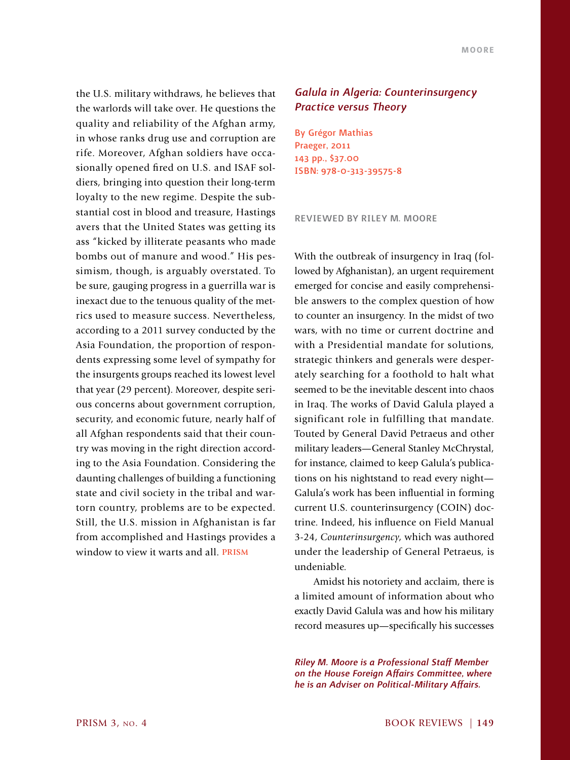the U.S. military withdraws, he believes that the warlords will take over. He questions the quality and reliability of the Afghan army, in whose ranks drug use and corruption are rife. Moreover, Afghan soldiers have occasionally opened fired on U.S. and ISAF soldiers, bringing into question their long-term loyalty to the new regime. Despite the substantial cost in blood and treasure, Hastings avers that the United States was getting its ass "kicked by illiterate peasants who made bombs out of manure and wood." His pessimism, though, is arguably overstated. To be sure, gauging progress in a guerrilla war is inexact due to the tenuous quality of the metrics used to measure success. Nevertheless, according to a 2011 survey conducted by the Asia Foundation, the proportion of respondents expressing some level of sympathy for the insurgents groups reached its lowest level that year (29 percent). Moreover, despite serious concerns about government corruption, security, and economic future, nearly half of all Afghan respondents said that their country was moving in the right direction according to the Asia Foundation. Considering the daunting challenges of building a functioning state and civil society in the tribal and war-torn country, problems are to be expected. Still, the U.S. mission in Afghanistan is far from accomplished and Hastings provides a window to view it warts and all. PRISM

## *Galula in Algeria: Counterinsurgency Practice versus Theory*

By Grégor Mathias
Praeger, 2011
143 pp., $37.00
ISBN: 978-0-313-39575-8

REVIEWED BY RILEY M. MOORE

With the outbreak of insurgency in Iraq (followed by Afghanistan), an urgent requirement emerged for concise and easily comprehensible answers to the complex question of how to counter an insurgency. In the midst of two wars, with no time or current doctrine and with a Presidential mandate for solutions, strategic thinkers and generals were desperately searching for a foothold to halt what seemed to be the inevitable descent into chaos in Iraq. The works of David Galula played a significant role in fulfilling that mandate. Touted by General David Petraeus and other military leaders—General Stanley McChrystal, for instance, claimed to keep Galula's publications on his nightstand to read every night—Galula's work has been influential in forming current U.S. counterinsurgency (COIN) doctrine. Indeed, his influence on Field Manual 3-24, *Counterinsurgency*, which was authored under the leadership of General Petraeus, is undeniable.

Amidst his notoriety and acclaim, there is a limited amount of information about who exactly David Galula was and how his military record measures up—specifically his successes

*Riley M. Moore is a Professional Staff Member on the House Foreign Affairs Committee, where he is an Adviser on Political-Military Affairs.*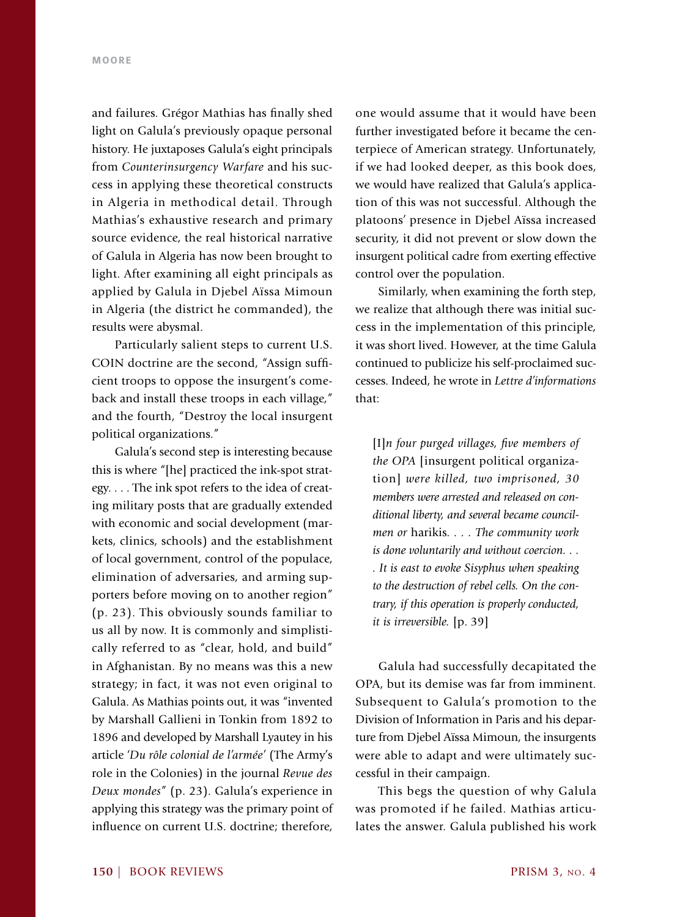and failures. Grégor Mathias has finally shed light on Galula's previously opaque personal history. He juxtaposes Galula's eight principals from *Counterinsurgency Warfare* and his success in applying these theoretical constructs in Algeria in methodical detail. Through Mathias's exhaustive research and primary source evidence, the real historical narrative of Galula in Algeria has now been brought to light. After examining all eight principals as applied by Galula in Djebel Aïssa Mimoun in Algeria (the district he commanded), the results were abysmal.

Particularly salient steps to current U.S. COIN doctrine are the second, "Assign sufficient troops to oppose the insurgent's comeback and install these troops in each village," and the fourth, "Destroy the local insurgent political organizations."

Galula's second step is interesting because this is where "[he] practiced the ink-spot strategy. . . . The ink spot refers to the idea of creating military posts that are gradually extended with economic and social development (markets, clinics, schools) and the establishment of local government, control of the populace, elimination of adversaries, and arming supporters before moving on to another region" (p. 23). This obviously sounds familiar to us all by now. It is commonly and simplistically referred to as "clear, hold, and build" in Afghanistan. By no means was this a new strategy; in fact, it was not even original to Galula. As Mathias points out, it was "invented by Marshall Gallieni in Tonkin from 1892 to 1896 and developed by Marshall Lyautey in his article '*Du rôle colonial de l'armée*' (The Army's role in the Colonies) in the journal *Revue des Deux mondes*" (p. 23). Galula's experience in applying this strategy was the primary point of influence on current U.S. doctrine; therefore, one would assume that it would have been further investigated before it became the centerpiece of American strategy. Unfortunately, if we had looked deeper, as this book does, we would have realized that Galula's application of this was not successful. Although the platoons' presence in Djebel Aïssa increased security, it did not prevent or slow down the insurgent political cadre from exerting effective control over the population.

Similarly, when examining the forth step, we realize that although there was initial success in the implementation of this principle, it was short lived. However, at the time Galula continued to publicize his self-proclaimed successes. Indeed, he wrote in *Lettre d'informations* that:

> [I]*n four purged villages, five members of the OPA* [insurgent political organization] *were killed, two imprisoned, 30 members were arrested and released on conditional liberty, and several became councilmen or* harikis. . . . *The community work is done voluntarily and without coercion. . . . It is east to evoke Sisyphus when speaking to the destruction of rebel cells. On the contrary, if this operation is properly conducted, it is irreversible.* [p. 39]

Galula had successfully decapitated the OPA, but its demise was far from imminent. Subsequent to Galula's promotion to the Division of Information in Paris and his departure from Djebel Aïssa Mimoun, the insurgents were able to adapt and were ultimately successful in their campaign.

This begs the question of why Galula was promoted if he failed. Mathias articulates the answer. Galula published his work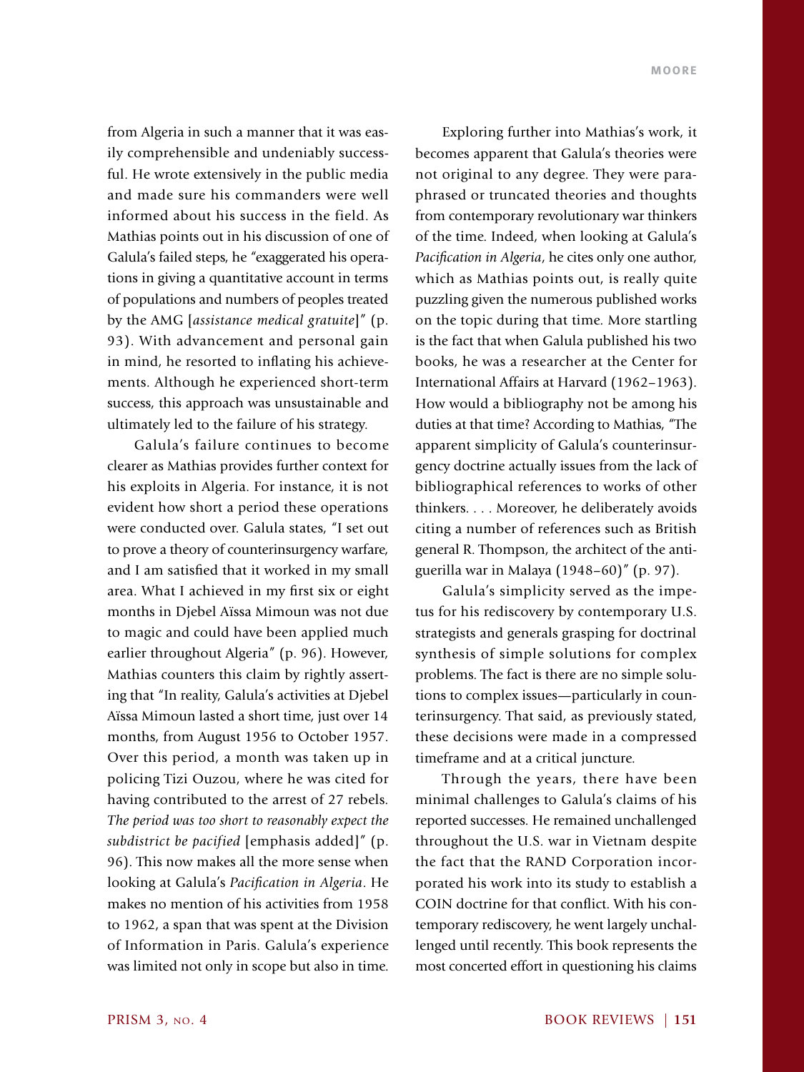from Algeria in such a manner that it was easily comprehensible and undeniably successful. He wrote extensively in the public media and made sure his commanders were well informed about his success in the field. As Mathias points out in his discussion of one of Galula's failed steps, he "exaggerated his operations in giving a quantitative account in terms of populations and numbers of peoples treated by the AMG [*assistance medical gratuite*]" (p. 93). With advancement and personal gain in mind, he resorted to inflating his achievements. Although he experienced short-term success, this approach was unsustainable and ultimately led to the failure of his strategy.

Galula's failure continues to become clearer as Mathias provides further context for his exploits in Algeria. For instance, it is not evident how short a period these operations were conducted over. Galula states, "I set out to prove a theory of counterinsurgency warfare, and I am satisfied that it worked in my small area. What I achieved in my first six or eight months in Djebel Aïssa Mimoun was not due to magic and could have been applied much earlier throughout Algeria" (p. 96). However, Mathias counters this claim by rightly asserting that "In reality, Galula's activities at Djebel Aïssa Mimoun lasted a short time, just over 14 months, from August 1956 to October 1957. Over this period, a month was taken up in policing Tizi Ouzou, where he was cited for having contributed to the arrest of 27 rebels. *The period was too short to reasonably expect the subdistrict be pacified* [emphasis added]" (p. 96). This now makes all the more sense when looking at Galula's *Pacification in Algeria*. He makes no mention of his activities from 1958 to 1962, a span that was spent at the Division of Information in Paris. Galula's experience was limited not only in scope but also in time.

Exploring further into Mathias's work, it becomes apparent that Galula's theories were not original to any degree. They were paraphrased or truncated theories and thoughts from contemporary revolutionary war thinkers of the time. Indeed, when looking at Galula's *Pacification in Algeria*, he cites only one author, which as Mathias points out, is really quite puzzling given the numerous published works on the topic during that time. More startling is the fact that when Galula published his two books, he was a researcher at the Center for International Affairs at Harvard (1962–1963). How would a bibliography not be among his duties at that time? According to Mathias, "The apparent simplicity of Galula's counterinsurgency doctrine actually issues from the lack of bibliographical references to works of other thinkers. . . . Moreover, he deliberately avoids citing a number of references such as British general R. Thompson, the architect of the antiguerilla war in Malaya (1948–60)" (p. 97).

Galula's simplicity served as the impetus for his rediscovery by contemporary U.S. strategists and generals grasping for doctrinal synthesis of simple solutions for complex problems. The fact is there are no simple solutions to complex issues—particularly in counterinsurgency. That said, as previously stated, these decisions were made in a compressed timeframe and at a critical juncture.

Through the years, there have been minimal challenges to Galula's claims of his reported successes. He remained unchallenged throughout the U.S. war in Vietnam despite the fact that the RAND Corporation incorporated his work into its study to establish a COIN doctrine for that conflict. With his contemporary rediscovery, he went largely unchallenged until recently. This book represents the most concerted effort in questioning his claims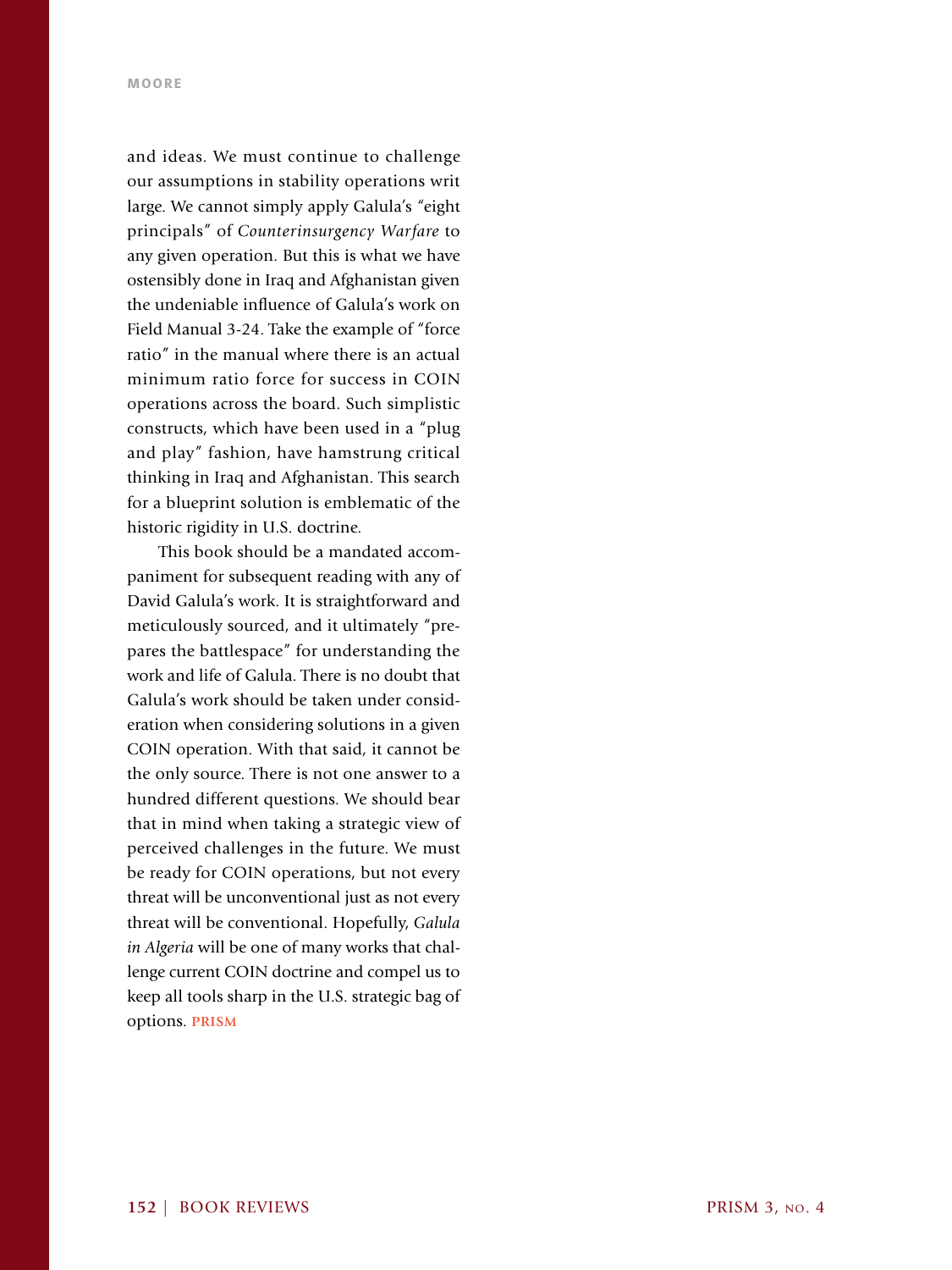and ideas. We must continue to challenge our assumptions in stability operations writ large. We cannot simply apply Galula's "eight principals" of *Counterinsurgency Warfare* to any given operation. But this is what we have ostensibly done in Iraq and Afghanistan given the undeniable influence of Galula's work on Field Manual 3-24. Take the example of "force ratio" in the manual where there is an actual minimum ratio force for success in COIN operations across the board. Such simplistic constructs, which have been used in a "plug and play" fashion, have hamstrung critical thinking in Iraq and Afghanistan. This search for a blueprint solution is emblematic of the historic rigidity in U.S. doctrine.

This book should be a mandated accompaniment for subsequent reading with any of David Galula's work. It is straightforward and meticulously sourced, and it ultimately "prepares the battlespace" for understanding the work and life of Galula. There is no doubt that Galula's work should be taken under consideration when considering solutions in a given COIN operation. With that said, it cannot be the only source. There is not one answer to a hundred different questions. We should bear that in mind when taking a strategic view of perceived challenges in the future. We must be ready for COIN operations, but not every threat will be unconventional just as not every threat will be conventional. Hopefully, *Galula in Algeria* will be one of many works that challenge current COIN doctrine and compel us to keep all tools sharp in the U.S. strategic bag of options. **PRISM**